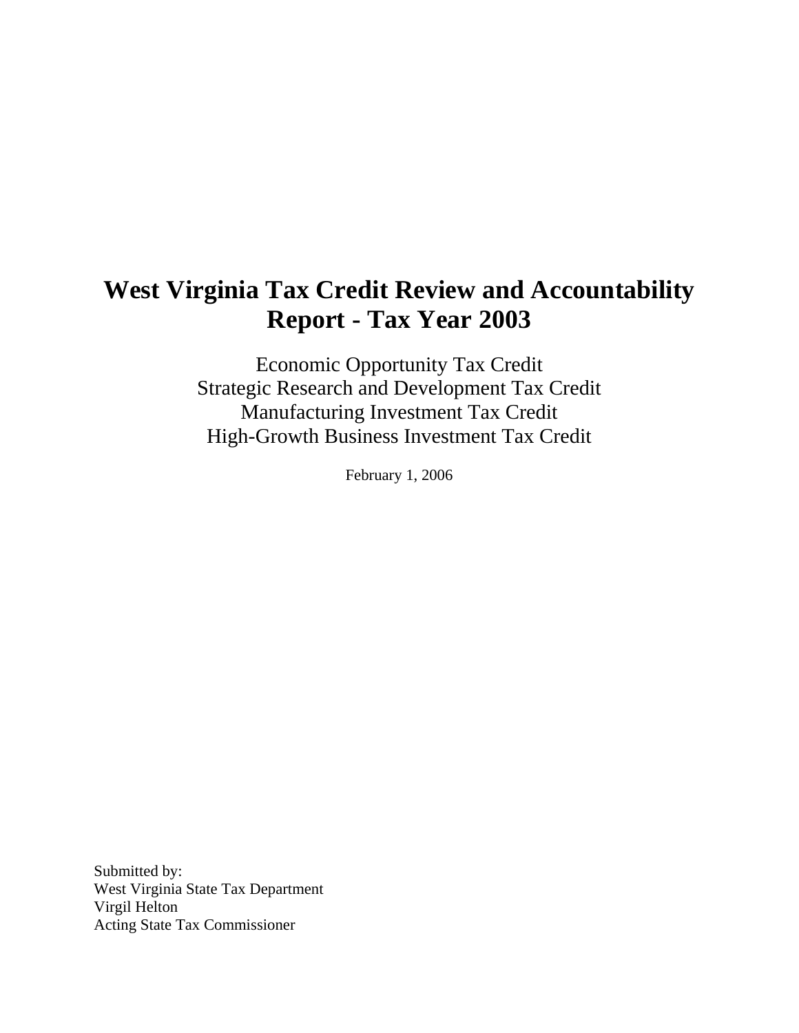# West Virginia Tax Credit Review and Accountability Report - Tax Year 2003

Economic Opportunity Tax Credit
Strategic Research and Development Tax Credit
Manufacturing Investment Tax Credit
High-Growth Business Investment Tax Credit

February 1, 2006

Submitted by:
West Virginia State Tax Department
Virgil Helton
Acting State Tax Commissioner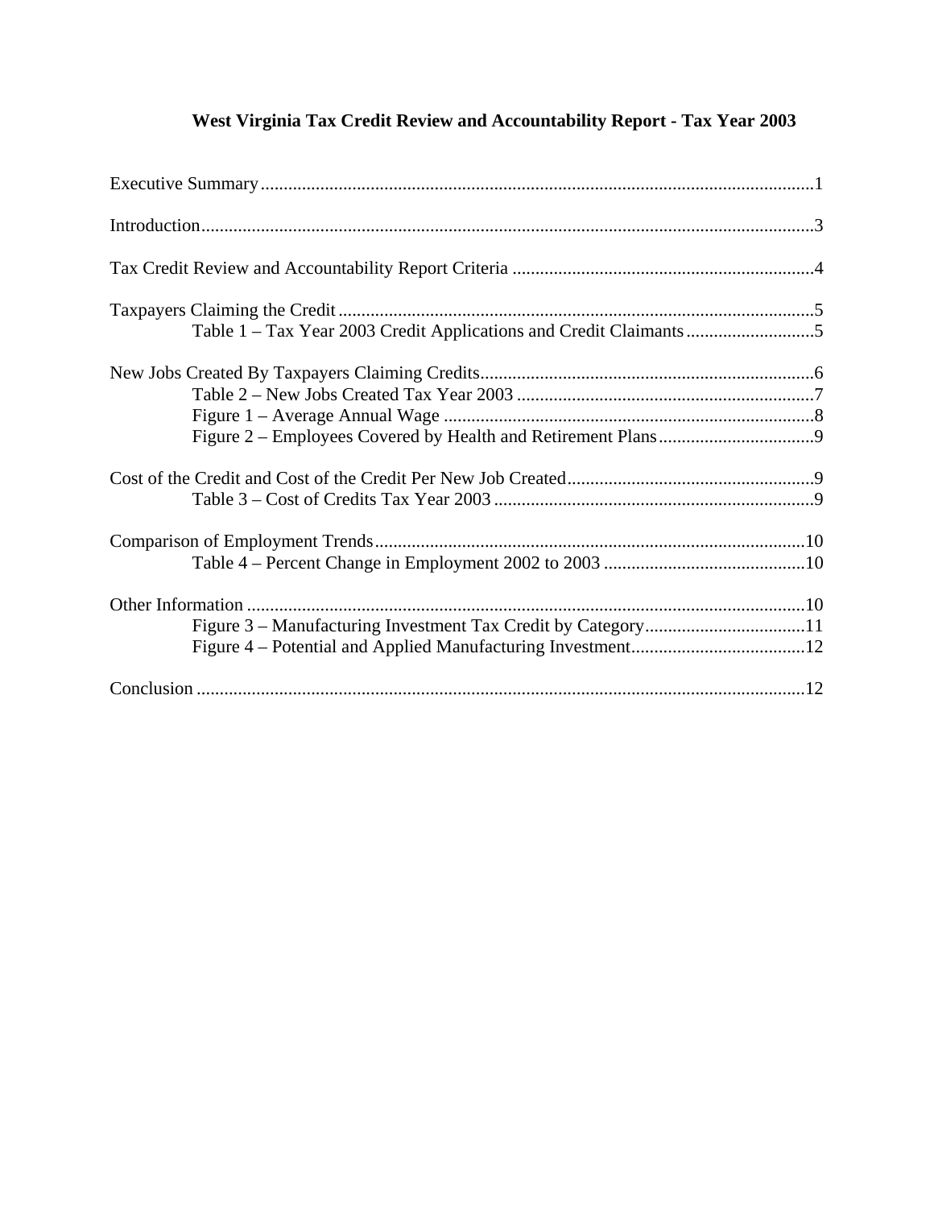# West Virginia Tax Credit Review and Accountability Report - Tax Year 2003

Executive Summary ........................................................................................................................1

Introduction.....................................................................................................................................3

Tax Credit Review and Accountability Report Criteria .................................................................4

Taxpayers Claiming the Credit .......................................................................................................5
- Table 1 – Tax Year 2003 Credit Applications and Credit Claimants ............................5

New Jobs Created By Taxpayers Claiming Credits........................................................................6
- Table 2 – New Jobs Created Tax Year 2003 ................................................................7
- Figure 1 – Average Annual Wage ................................................................................8
- Figure 2 – Employees Covered by Health and Retirement Plans..................................9

Cost of the Credit and Cost of the Credit Per New Job Created......................................................9
- Table 3 – Cost of Credits Tax Year 2003 .....................................................................9

Comparison of Employment Trends.............................................................................................10
- Table 4 – Percent Change in Employment 2002 to 2003 ............................................10

Other Information .........................................................................................................................10
- Figure 3 – Manufacturing Investment Tax Credit by Category...................................11
- Figure 4 – Potential and Applied Manufacturing Investment......................................12

Conclusion ....................................................................................................................................12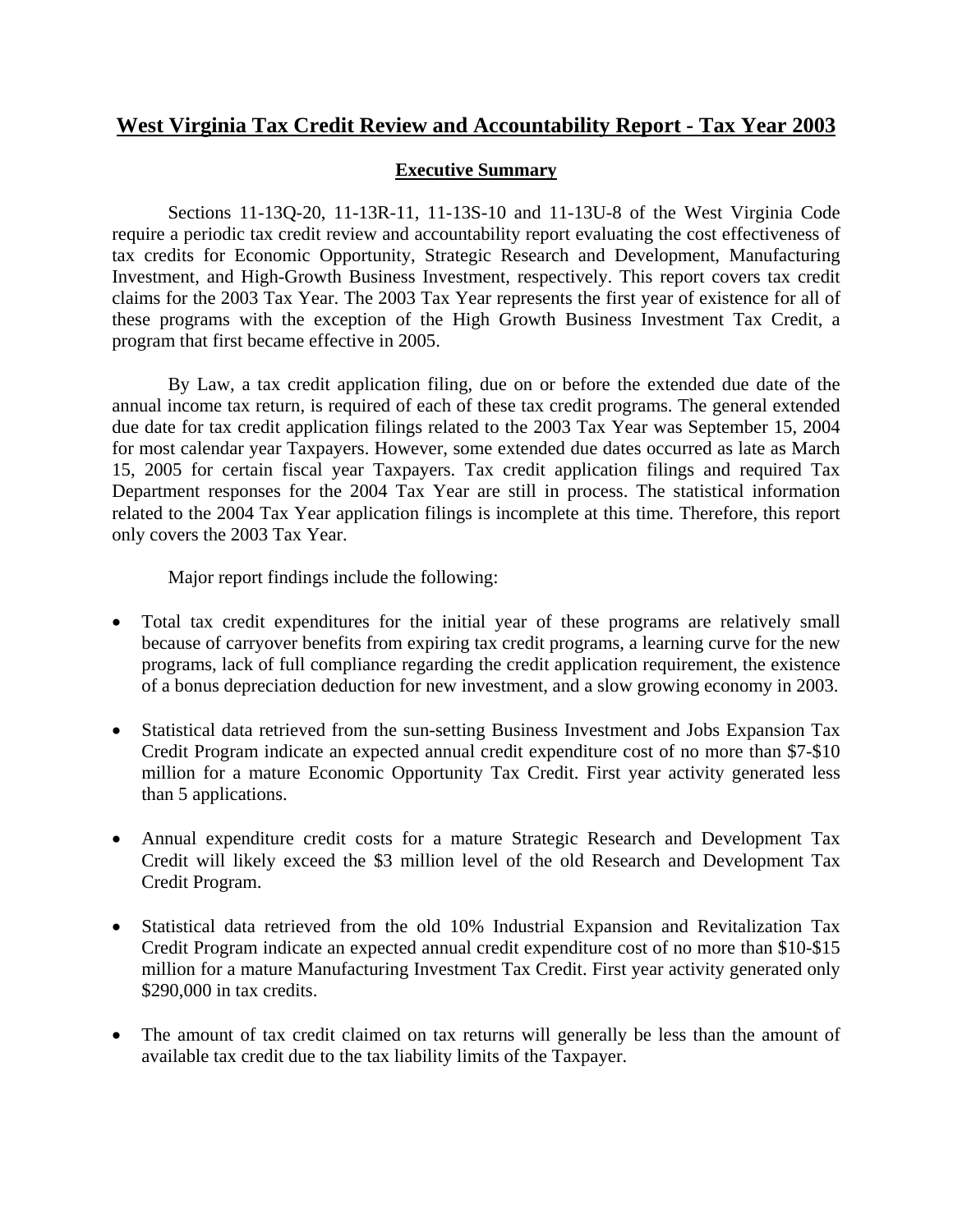# West Virginia Tax Credit Review and Accountability Report - Tax Year 2003

## Executive Summary

Sections 11-13Q-20, 11-13R-11, 11-13S-10 and 11-13U-8 of the West Virginia Code require a periodic tax credit review and accountability report evaluating the cost effectiveness of tax credits for Economic Opportunity, Strategic Research and Development, Manufacturing Investment, and High-Growth Business Investment, respectively. This report covers tax credit claims for the 2003 Tax Year. The 2003 Tax Year represents the first year of existence for all of these programs with the exception of the High Growth Business Investment Tax Credit, a program that first became effective in 2005.

By Law, a tax credit application filing, due on or before the extended due date of the annual income tax return, is required of each of these tax credit programs. The general extended due date for tax credit application filings related to the 2003 Tax Year was September 15, 2004 for most calendar year Taxpayers. However, some extended due dates occurred as late as March 15, 2005 for certain fiscal year Taxpayers. Tax credit application filings and required Tax Department responses for the 2004 Tax Year are still in process. The statistical information related to the 2004 Tax Year application filings is incomplete at this time. Therefore, this report only covers the 2003 Tax Year.

Major report findings include the following:

- Total tax credit expenditures for the initial year of these programs are relatively small because of carryover benefits from expiring tax credit programs, a learning curve for the new programs, lack of full compliance regarding the credit application requirement, the existence of a bonus depreciation deduction for new investment, and a slow growing economy in 2003.
- Statistical data retrieved from the sun-setting Business Investment and Jobs Expansion Tax Credit Program indicate an expected annual credit expenditure cost of no more than $7-$10 million for a mature Economic Opportunity Tax Credit. First year activity generated less than 5 applications.
- Annual expenditure credit costs for a mature Strategic Research and Development Tax Credit will likely exceed the $3 million level of the old Research and Development Tax Credit Program.
- Statistical data retrieved from the old 10% Industrial Expansion and Revitalization Tax Credit Program indicate an expected annual credit expenditure cost of no more than $10-$15 million for a mature Manufacturing Investment Tax Credit. First year activity generated only $290,000 in tax credits.
- The amount of tax credit claimed on tax returns will generally be less than the amount of available tax credit due to the tax liability limits of the Taxpayer.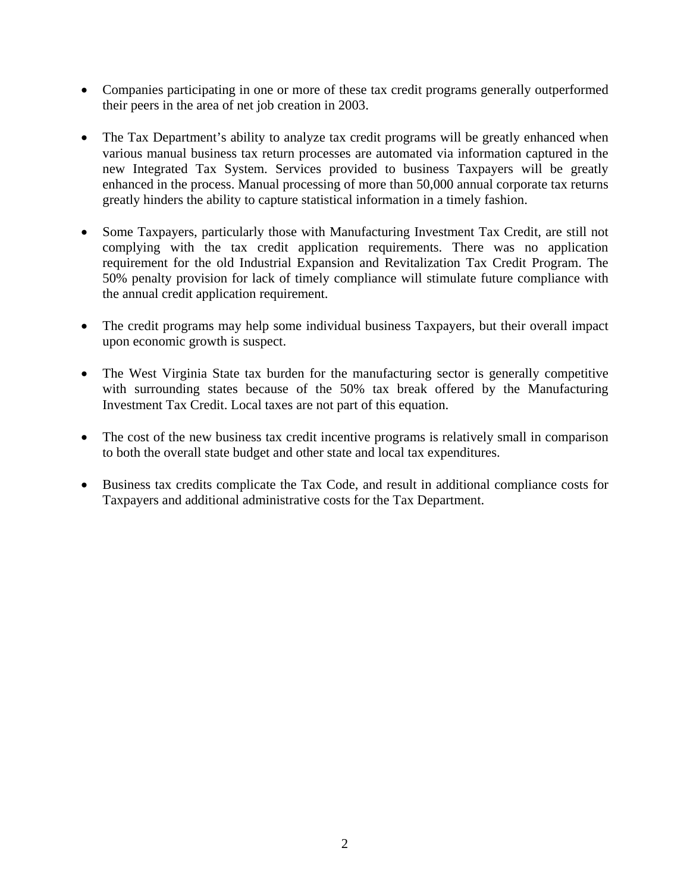- Companies participating in one or more of these tax credit programs generally outperformed their peers in the area of net job creation in 2003.

- The Tax Department's ability to analyze tax credit programs will be greatly enhanced when various manual business tax return processes are automated via information captured in the new Integrated Tax System. Services provided to business Taxpayers will be greatly enhanced in the process. Manual processing of more than 50,000 annual corporate tax returns greatly hinders the ability to capture statistical information in a timely fashion.

- Some Taxpayers, particularly those with Manufacturing Investment Tax Credit, are still not complying with the tax credit application requirements. There was no application requirement for the old Industrial Expansion and Revitalization Tax Credit Program. The 50% penalty provision for lack of timely compliance will stimulate future compliance with the annual credit application requirement.

- The credit programs may help some individual business Taxpayers, but their overall impact upon economic growth is suspect.

- The West Virginia State tax burden for the manufacturing sector is generally competitive with surrounding states because of the 50% tax break offered by the Manufacturing Investment Tax Credit. Local taxes are not part of this equation.

- The cost of the new business tax credit incentive programs is relatively small in comparison to both the overall state budget and other state and local tax expenditures.

- Business tax credits complicate the Tax Code, and result in additional compliance costs for Taxpayers and additional administrative costs for the Tax Department.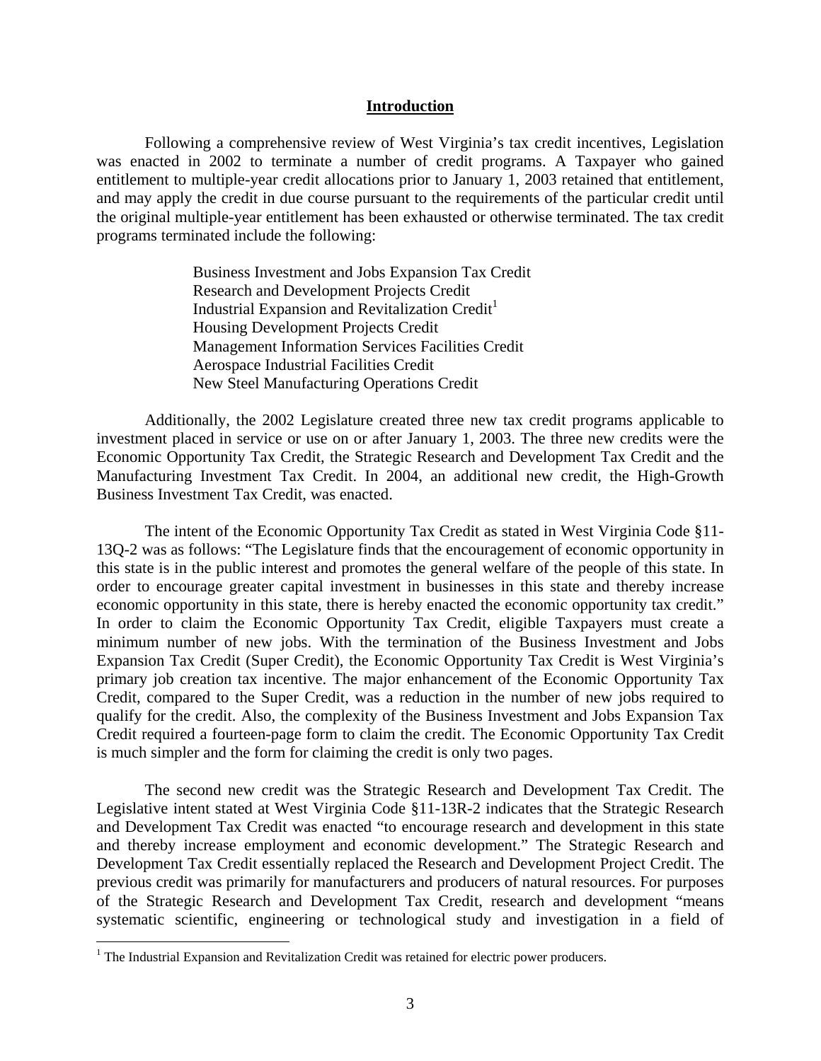## Introduction

Following a comprehensive review of West Virginia's tax credit incentives, Legislation was enacted in 2002 to terminate a number of credit programs. A Taxpayer who gained entitlement to multiple-year credit allocations prior to January 1, 2003 retained that entitlement, and may apply the credit in due course pursuant to the requirements of the particular credit until the original multiple-year entitlement has been exhausted or otherwise terminated. The tax credit programs terminated include the following:

- Business Investment and Jobs Expansion Tax Credit
- Research and Development Projects Credit
- Industrial Expansion and Revitalization Credit[1]
- Housing Development Projects Credit
- Management Information Services Facilities Credit
- Aerospace Industrial Facilities Credit
- New Steel Manufacturing Operations Credit

Additionally, the 2002 Legislature created three new tax credit programs applicable to investment placed in service or use on or after January 1, 2003. The three new credits were the Economic Opportunity Tax Credit, the Strategic Research and Development Tax Credit and the Manufacturing Investment Tax Credit. In 2004, an additional new credit, the High-Growth Business Investment Tax Credit, was enacted.

The intent of the Economic Opportunity Tax Credit as stated in West Virginia Code §11-13Q-2 was as follows: "The Legislature finds that the encouragement of economic opportunity in this state is in the public interest and promotes the general welfare of the people of this state. In order to encourage greater capital investment in businesses in this state and thereby increase economic opportunity in this state, there is hereby enacted the economic opportunity tax credit." In order to claim the Economic Opportunity Tax Credit, eligible Taxpayers must create a minimum number of new jobs. With the termination of the Business Investment and Jobs Expansion Tax Credit (Super Credit), the Economic Opportunity Tax Credit is West Virginia's primary job creation tax incentive. The major enhancement of the Economic Opportunity Tax Credit, compared to the Super Credit, was a reduction in the number of new jobs required to qualify for the credit. Also, the complexity of the Business Investment and Jobs Expansion Tax Credit required a fourteen-page form to claim the credit. The Economic Opportunity Tax Credit is much simpler and the form for claiming the credit is only two pages.

The second new credit was the Strategic Research and Development Tax Credit. The Legislative intent stated at West Virginia Code §11-13R-2 indicates that the Strategic Research and Development Tax Credit was enacted "to encourage research and development in this state and thereby increase employment and economic development." The Strategic Research and Development Tax Credit essentially replaced the Research and Development Project Credit. The previous credit was primarily for manufacturers and producers of natural resources. For purposes of the Strategic Research and Development Tax Credit, research and development "means systematic scientific, engineering or technological study and investigation in a field of

[1] The Industrial Expansion and Revitalization Credit was retained for electric power producers.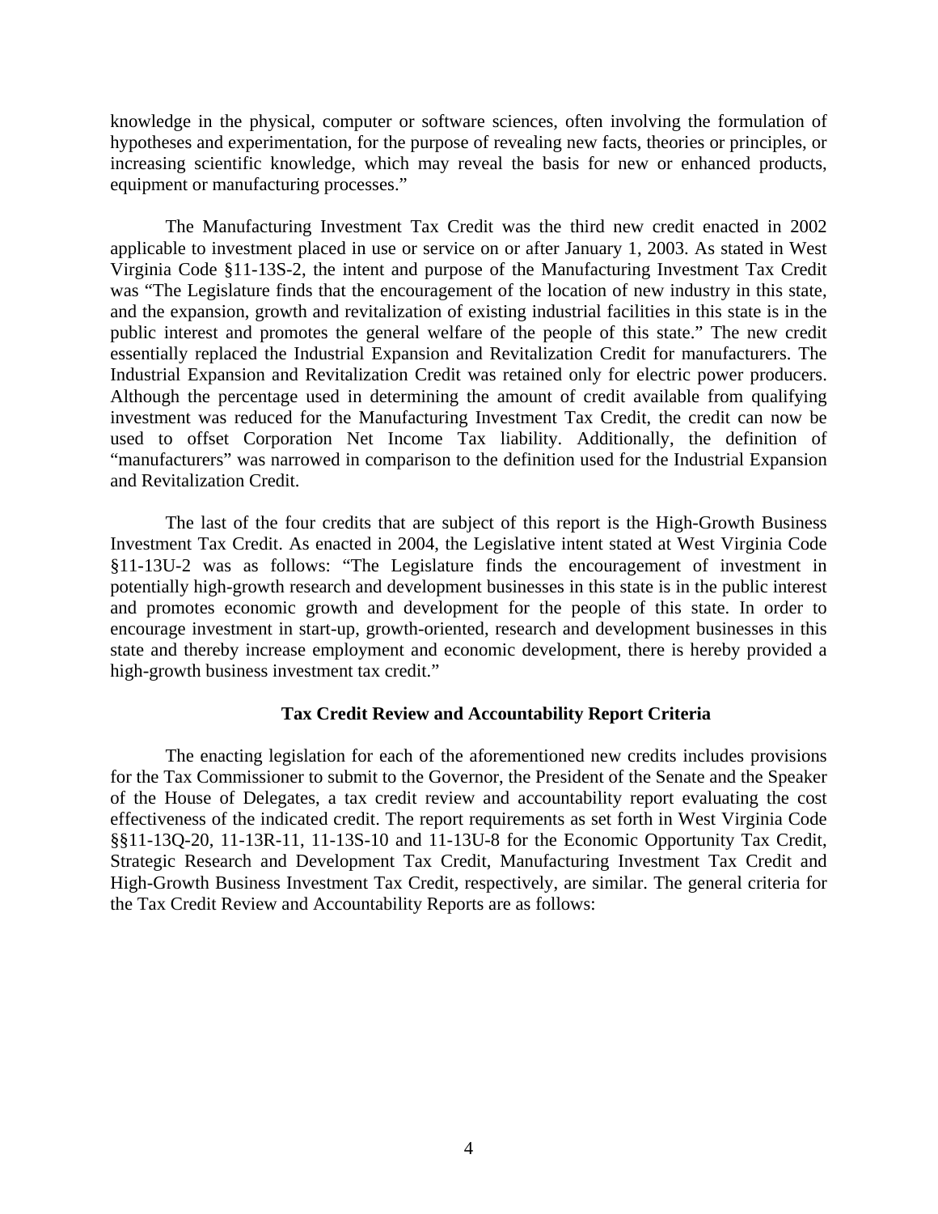knowledge in the physical, computer or software sciences, often involving the formulation of hypotheses and experimentation, for the purpose of revealing new facts, theories or principles, or increasing scientific knowledge, which may reveal the basis for new or enhanced products, equipment or manufacturing processes."

The Manufacturing Investment Tax Credit was the third new credit enacted in 2002 applicable to investment placed in use or service on or after January 1, 2003. As stated in West Virginia Code §11-13S-2, the intent and purpose of the Manufacturing Investment Tax Credit was "The Legislature finds that the encouragement of the location of new industry in this state, and the expansion, growth and revitalization of existing industrial facilities in this state is in the public interest and promotes the general welfare of the people of this state." The new credit essentially replaced the Industrial Expansion and Revitalization Credit for manufacturers. The Industrial Expansion and Revitalization Credit was retained only for electric power producers. Although the percentage used in determining the amount of credit available from qualifying investment was reduced for the Manufacturing Investment Tax Credit, the credit can now be used to offset Corporation Net Income Tax liability. Additionally, the definition of "manufacturers" was narrowed in comparison to the definition used for the Industrial Expansion and Revitalization Credit.

The last of the four credits that are subject of this report is the High-Growth Business Investment Tax Credit. As enacted in 2004, the Legislative intent stated at West Virginia Code §11-13U-2 was as follows: "The Legislature finds the encouragement of investment in potentially high-growth research and development businesses in this state is in the public interest and promotes economic growth and development for the people of this state. In order to encourage investment in start-up, growth-oriented, research and development businesses in this state and thereby increase employment and economic development, there is hereby provided a high-growth business investment tax credit."

## Tax Credit Review and Accountability Report Criteria

The enacting legislation for each of the aforementioned new credits includes provisions for the Tax Commissioner to submit to the Governor, the President of the Senate and the Speaker of the House of Delegates, a tax credit review and accountability report evaluating the cost effectiveness of the indicated credit. The report requirements as set forth in West Virginia Code §§11-13Q-20, 11-13R-11, 11-13S-10 and 11-13U-8 for the Economic Opportunity Tax Credit, Strategic Research and Development Tax Credit, Manufacturing Investment Tax Credit and High-Growth Business Investment Tax Credit, respectively, are similar. The general criteria for the Tax Credit Review and Accountability Reports are as follows: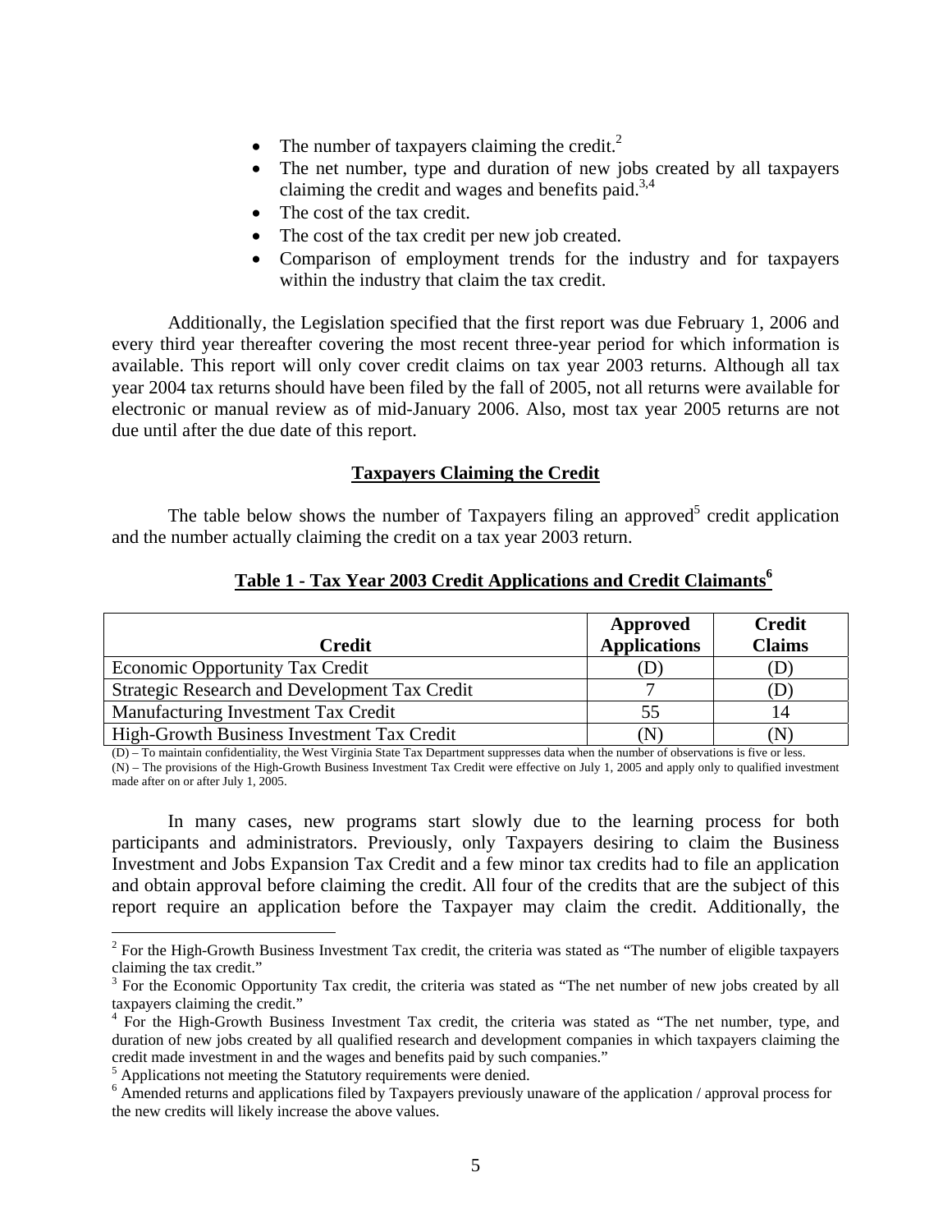- The number of taxpayers claiming the credit.[2]
- The net number, type and duration of new jobs created by all taxpayers claiming the credit and wages and benefits paid.[3,4]
- The cost of the tax credit.
- The cost of the tax credit per new job created.
- Comparison of employment trends for the industry and for taxpayers within the industry that claim the tax credit.

Additionally, the Legislation specified that the first report was due February 1, 2006 and every third year thereafter covering the most recent three-year period for which information is available. This report will only cover credit claims on tax year 2003 returns. Although all tax year 2004 tax returns should have been filed by the fall of 2005, not all returns were available for electronic or manual review as of mid-January 2006. Also, most tax year 2005 returns are not due until after the due date of this report.

## Taxpayers Claiming the Credit

The table below shows the number of Taxpayers filing an approved[5] credit application and the number actually claiming the credit on a tax year 2003 return.

**Table 1 - Tax Year 2003 Credit Applications and Credit Claimants[6]**

| Credit | Approved Applications | Credit Claims |
|---|---|---|
| Economic Opportunity Tax Credit | (D) | (D) |
| Strategic Research and Development Tax Credit | 7 | (D) |
| Manufacturing Investment Tax Credit | 55 | 14 |
| High-Growth Business Investment Tax Credit | (N) | (N) |

(D) – To maintain confidentiality, the West Virginia State Tax Department suppresses data when the number of observations is five or less.
(N) – The provisions of the High-Growth Business Investment Tax Credit were effective on July 1, 2005 and apply only to qualified investment made after on or after July 1, 2005.

In many cases, new programs start slowly due to the learning process for both participants and administrators. Previously, only Taxpayers desiring to claim the Business Investment and Jobs Expansion Tax Credit and a few minor tax credits had to file an application and obtain approval before claiming the credit. All four of the credits that are the subject of this report require an application before the Taxpayer may claim the credit. Additionally, the

[2] For the High-Growth Business Investment Tax credit, the criteria was stated as "The number of eligible taxpayers claiming the tax credit."

[3] For the Economic Opportunity Tax credit, the criteria was stated as "The net number of new jobs created by all taxpayers claiming the credit."

[4] For the High-Growth Business Investment Tax credit, the criteria was stated as "The net number, type, and duration of new jobs created by all qualified research and development companies in which taxpayers claiming the credit made investment in and the wages and benefits paid by such companies."

[5] Applications not meeting the Statutory requirements were denied.

[6] Amended returns and applications filed by Taxpayers previously unaware of the application / approval process for the new credits will likely increase the above values.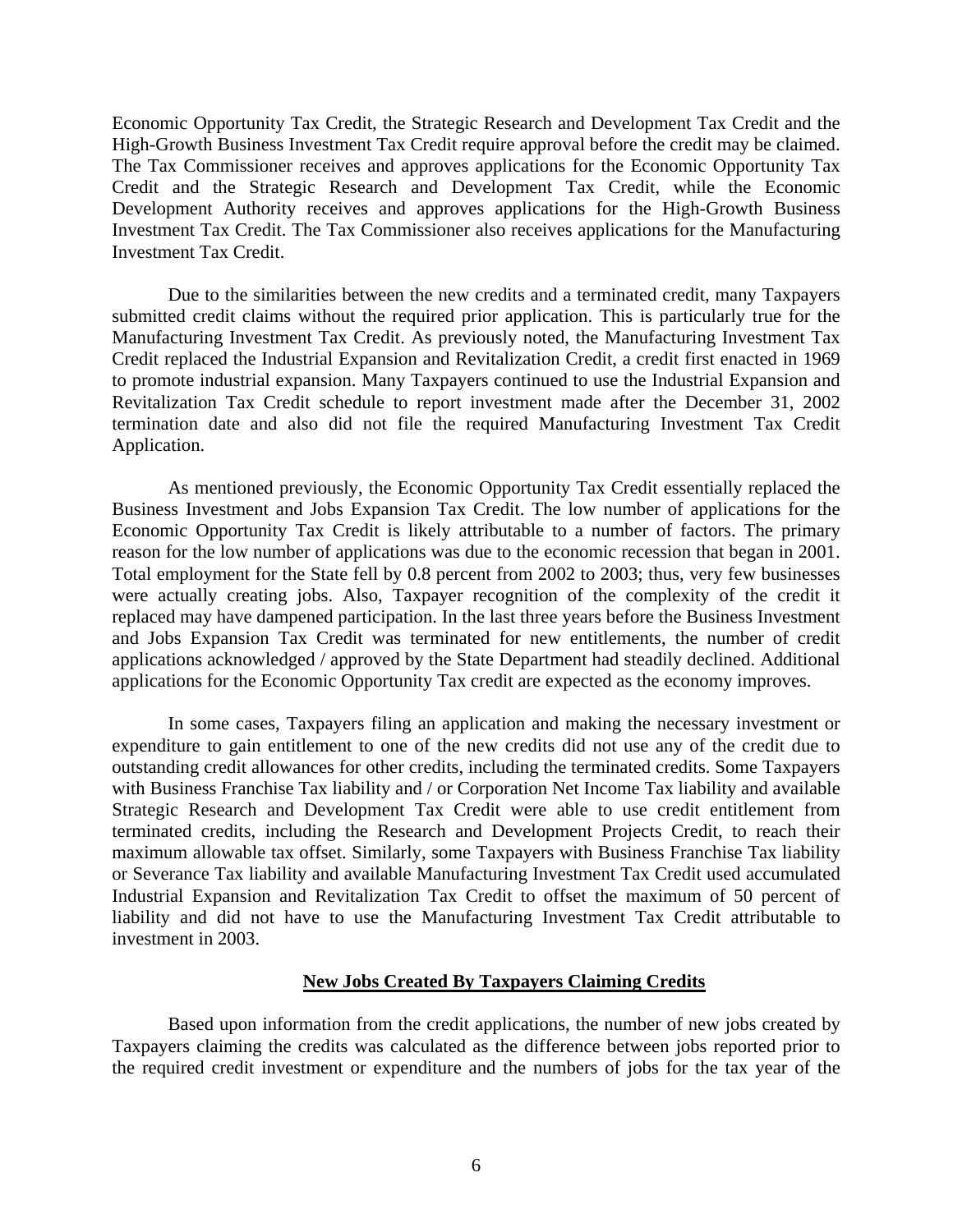Economic Opportunity Tax Credit, the Strategic Research and Development Tax Credit and the High-Growth Business Investment Tax Credit require approval before the credit may be claimed. The Tax Commissioner receives and approves applications for the Economic Opportunity Tax Credit and the Strategic Research and Development Tax Credit, while the Economic Development Authority receives and approves applications for the High-Growth Business Investment Tax Credit. The Tax Commissioner also receives applications for the Manufacturing Investment Tax Credit.

Due to the similarities between the new credits and a terminated credit, many Taxpayers submitted credit claims without the required prior application. This is particularly true for the Manufacturing Investment Tax Credit. As previously noted, the Manufacturing Investment Tax Credit replaced the Industrial Expansion and Revitalization Credit, a credit first enacted in 1969 to promote industrial expansion. Many Taxpayers continued to use the Industrial Expansion and Revitalization Tax Credit schedule to report investment made after the December 31, 2002 termination date and also did not file the required Manufacturing Investment Tax Credit Application.

As mentioned previously, the Economic Opportunity Tax Credit essentially replaced the Business Investment and Jobs Expansion Tax Credit. The low number of applications for the Economic Opportunity Tax Credit is likely attributable to a number of factors. The primary reason for the low number of applications was due to the economic recession that began in 2001. Total employment for the State fell by 0.8 percent from 2002 to 2003; thus, very few businesses were actually creating jobs. Also, Taxpayer recognition of the complexity of the credit it replaced may have dampened participation. In the last three years before the Business Investment and Jobs Expansion Tax Credit was terminated for new entitlements, the number of credit applications acknowledged / approved by the State Department had steadily declined. Additional applications for the Economic Opportunity Tax credit are expected as the economy improves.

In some cases, Taxpayers filing an application and making the necessary investment or expenditure to gain entitlement to one of the new credits did not use any of the credit due to outstanding credit allowances for other credits, including the terminated credits. Some Taxpayers with Business Franchise Tax liability and / or Corporation Net Income Tax liability and available Strategic Research and Development Tax Credit were able to use credit entitlement from terminated credits, including the Research and Development Projects Credit, to reach their maximum allowable tax offset. Similarly, some Taxpayers with Business Franchise Tax liability or Severance Tax liability and available Manufacturing Investment Tax Credit used accumulated Industrial Expansion and Revitalization Tax Credit to offset the maximum of 50 percent of liability and did not have to use the Manufacturing Investment Tax Credit attributable to investment in 2003.

## New Jobs Created By Taxpayers Claiming Credits

Based upon information from the credit applications, the number of new jobs created by Taxpayers claiming the credits was calculated as the difference between jobs reported prior to the required credit investment or expenditure and the numbers of jobs for the tax year of the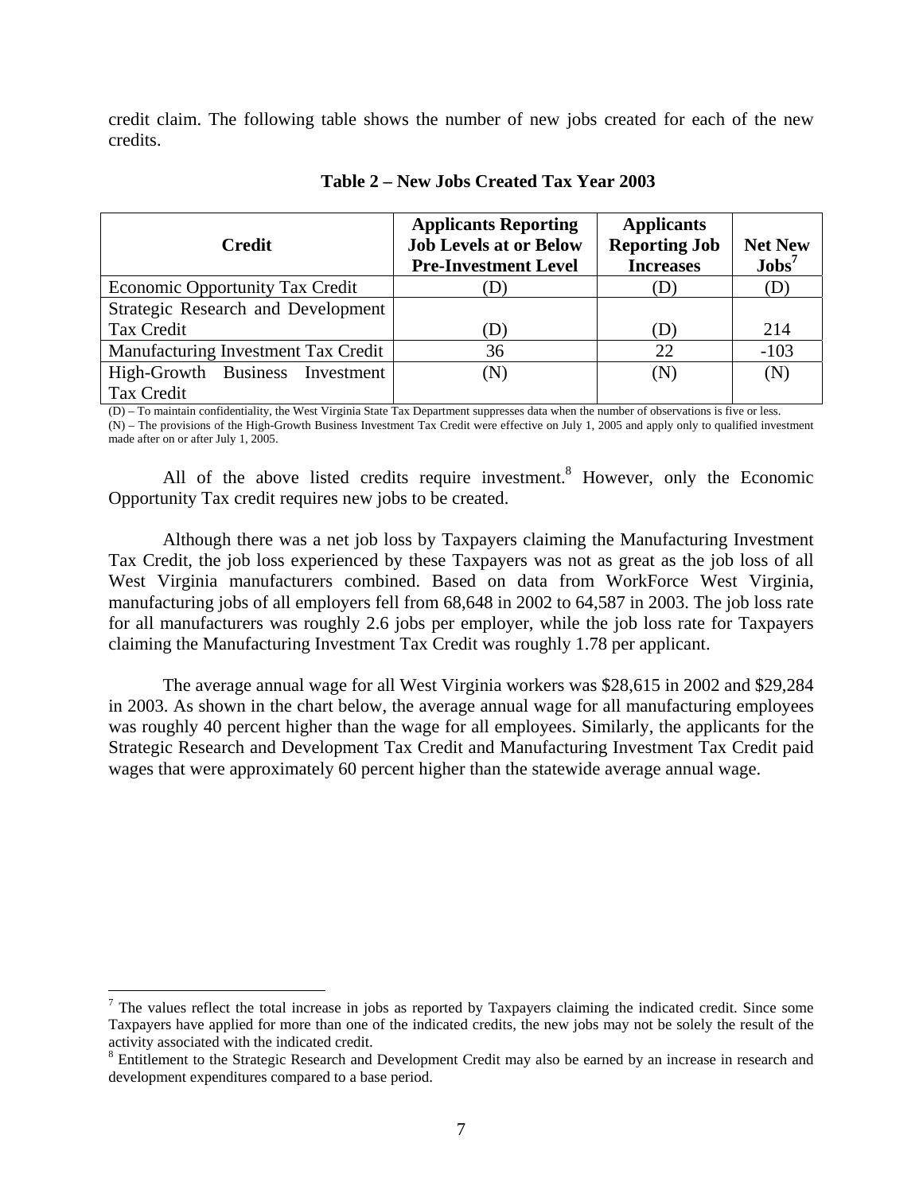credit claim. The following table shows the number of new jobs created for each of the new credits.

**Table 2 – New Jobs Created Tax Year 2003**

| Credit | Applicants Reporting Job Levels at or Below Pre-Investment Level | Applicants Reporting Job Increases | Net New Jobs[7] |
|---|---|---|---|
| Economic Opportunity Tax Credit | (D) | (D) | (D) |
| Strategic Research and Development Tax Credit | (D) | (D) | 214 |
| Manufacturing Investment Tax Credit | 36 | 22 | -103 |
| High-Growth Business Investment Tax Credit | (N) | (N) | (N) |

(D) – To maintain confidentiality, the West Virginia State Tax Department suppresses data when the number of observations is five or less.
(N) – The provisions of the High-Growth Business Investment Tax Credit were effective on July 1, 2005 and apply only to qualified investment made after on or after July 1, 2005.

All of the above listed credits require investment.[8] However, only the Economic Opportunity Tax credit requires new jobs to be created.

Although there was a net job loss by Taxpayers claiming the Manufacturing Investment Tax Credit, the job loss experienced by these Taxpayers was not as great as the job loss of all West Virginia manufacturers combined. Based on data from WorkForce West Virginia, manufacturing jobs of all employers fell from 68,648 in 2002 to 64,587 in 2003. The job loss rate for all manufacturers was roughly 2.6 jobs per employer, while the job loss rate for Taxpayers claiming the Manufacturing Investment Tax Credit was roughly 1.78 per applicant.

The average annual wage for all West Virginia workers was $28,615 in 2002 and $29,284 in 2003. As shown in the chart below, the average annual wage for all manufacturing employees was roughly 40 percent higher than the wage for all employees. Similarly, the applicants for the Strategic Research and Development Tax Credit and Manufacturing Investment Tax Credit paid wages that were approximately 60 percent higher than the statewide average annual wage.

[7] The values reflect the total increase in jobs as reported by Taxpayers claiming the indicated credit. Since some Taxpayers have applied for more than one of the indicated credits, the new jobs may not be solely the result of the activity associated with the indicated credit.

[8] Entitlement to the Strategic Research and Development Credit may also be earned by an increase in research and development expenditures compared to a base period.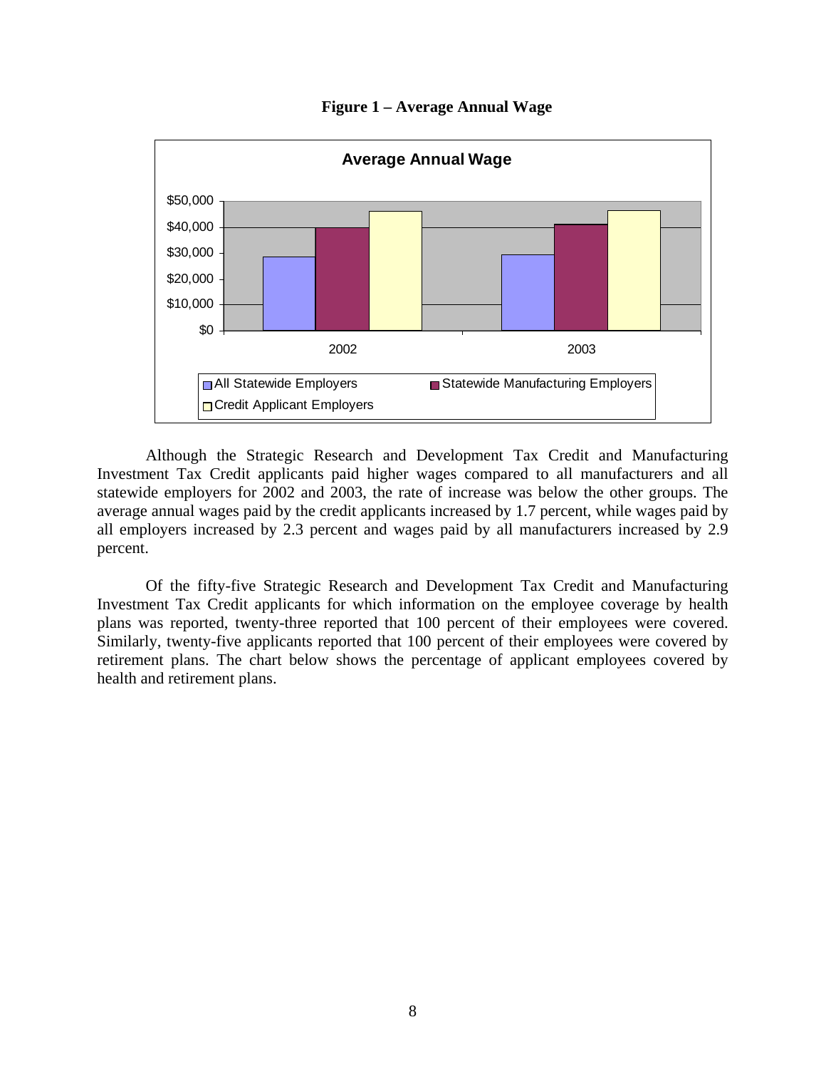**Figure 1 – Average Annual Wage**

Although the Strategic Research and Development Tax Credit and Manufacturing Investment Tax Credit applicants paid higher wages compared to all manufacturers and all statewide employers for 2002 and 2003, the rate of increase was below the other groups. The average annual wages paid by the credit applicants increased by 1.7 percent, while wages paid by all employers increased by 2.3 percent and wages paid by all manufacturers increased by 2.9 percent.

Of the fifty-five Strategic Research and Development Tax Credit and Manufacturing Investment Tax Credit applicants for which information on the employee coverage by health plans was reported, twenty-three reported that 100 percent of their employees were covered. Similarly, twenty-five applicants reported that 100 percent of their employees were covered by retirement plans. The chart below shows the percentage of applicant employees covered by health and retirement plans.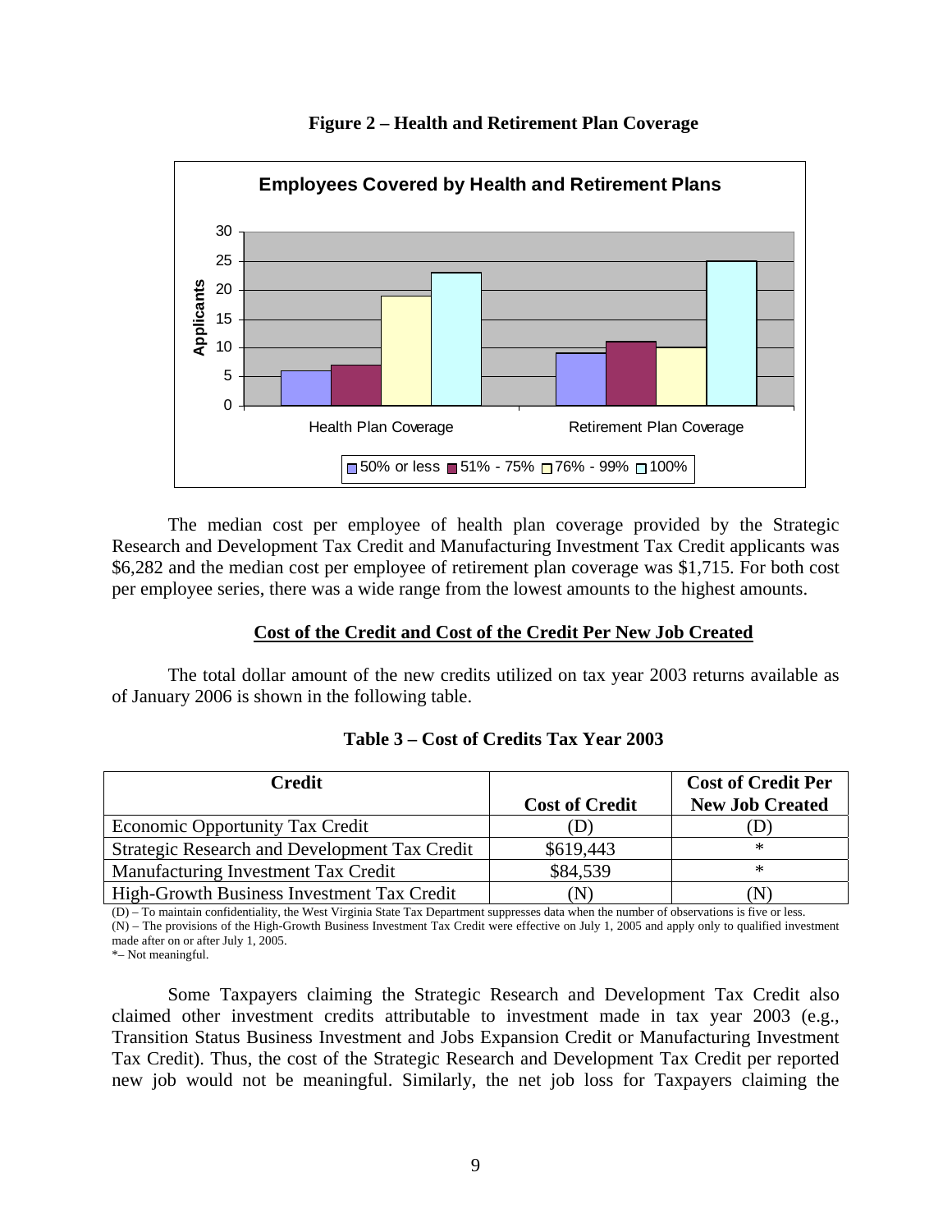**Figure 2 – Health and Retirement Plan Coverage**

The median cost per employee of health plan coverage provided by the Strategic Research and Development Tax Credit and Manufacturing Investment Tax Credit applicants was $6,282 and the median cost per employee of retirement plan coverage was $1,715. For both cost per employee series, there was a wide range from the lowest amounts to the highest amounts.

**Cost of the Credit and Cost of the Credit Per New Job Created**

The total dollar amount of the new credits utilized on tax year 2003 returns available as of January 2006 is shown in the following table.

**Table 3 – Cost of Credits Tax Year 2003**

| Credit | Cost of Credit | Cost of Credit Per New Job Created |
|---|---|---|
| Economic Opportunity Tax Credit | (D) | (D) |
| Strategic Research and Development Tax Credit | $619,443 | * |
| Manufacturing Investment Tax Credit | $84,539 | * |
| High-Growth Business Investment Tax Credit | (N) | (N) |

(D) – To maintain confidentiality, the West Virginia State Tax Department suppresses data when the number of observations is five or less.
(N) – The provisions of the High-Growth Business Investment Tax Credit were effective on July 1, 2005 and apply only to qualified investment made after on or after July 1, 2005.
*– Not meaningful.

Some Taxpayers claiming the Strategic Research and Development Tax Credit also claimed other investment credits attributable to investment made in tax year 2003 (e.g., Transition Status Business Investment and Jobs Expansion Credit or Manufacturing Investment Tax Credit). Thus, the cost of the Strategic Research and Development Tax Credit per reported new job would not be meaningful. Similarly, the net job loss for Taxpayers claiming the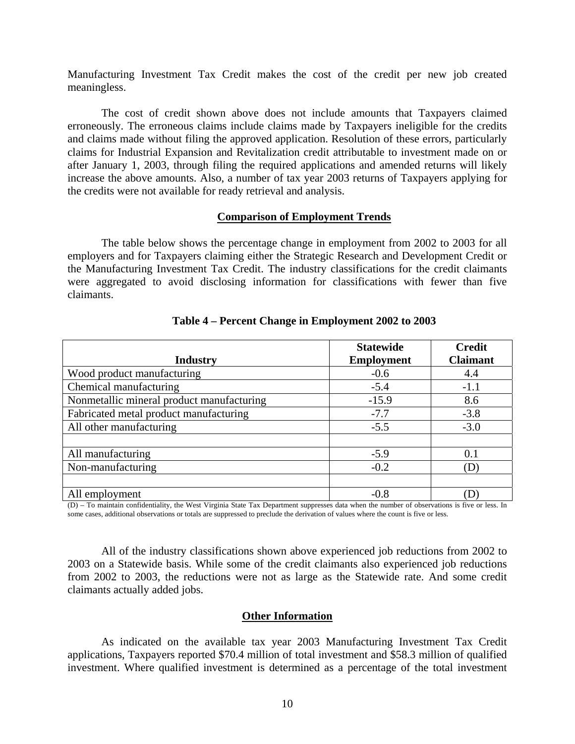Manufacturing Investment Tax Credit makes the cost of the credit per new job created meaningless.

The cost of credit shown above does not include amounts that Taxpayers claimed erroneously. The erroneous claims include claims made by Taxpayers ineligible for the credits and claims made without filing the approved application. Resolution of these errors, particularly claims for Industrial Expansion and Revitalization credit attributable to investment made on or after January 1, 2003, through filing the required applications and amended returns will likely increase the above amounts. Also, a number of tax year 2003 returns of Taxpayers applying for the credits were not available for ready retrieval and analysis.

## Comparison of Employment Trends

The table below shows the percentage change in employment from 2002 to 2003 for all employers and for Taxpayers claiming either the Strategic Research and Development Credit or the Manufacturing Investment Tax Credit. The industry classifications for the credit claimants were aggregated to avoid disclosing information for classifications with fewer than five claimants.

**Table 4 – Percent Change in Employment 2002 to 2003**

| Industry | Statewide Employment | Credit Claimant |
|---|---|---|
| Wood product manufacturing | -0.6 | 4.4 |
| Chemical manufacturing | -5.4 | -1.1 |
| Nonmetallic mineral product manufacturing | -15.9 | 8.6 |
| Fabricated metal product manufacturing | -7.7 | -3.8 |
| All other manufacturing | -5.5 | -3.0 |
| | | |
| All manufacturing | -5.9 | 0.1 |
| Non-manufacturing | -0.2 | (D) |
| | | |
| All employment | -0.8 | (D) |

(D) – To maintain confidentiality, the West Virginia State Tax Department suppresses data when the number of observations is five or less. In some cases, additional observations or totals are suppressed to preclude the derivation of values where the count is five or less.

All of the industry classifications shown above experienced job reductions from 2002 to 2003 on a Statewide basis. While some of the credit claimants also experienced job reductions from 2002 to 2003, the reductions were not as large as the Statewide rate. And some credit claimants actually added jobs.

## Other Information

As indicated on the available tax year 2003 Manufacturing Investment Tax Credit applications, Taxpayers reported $70.4 million of total investment and $58.3 million of qualified investment. Where qualified investment is determined as a percentage of the total investment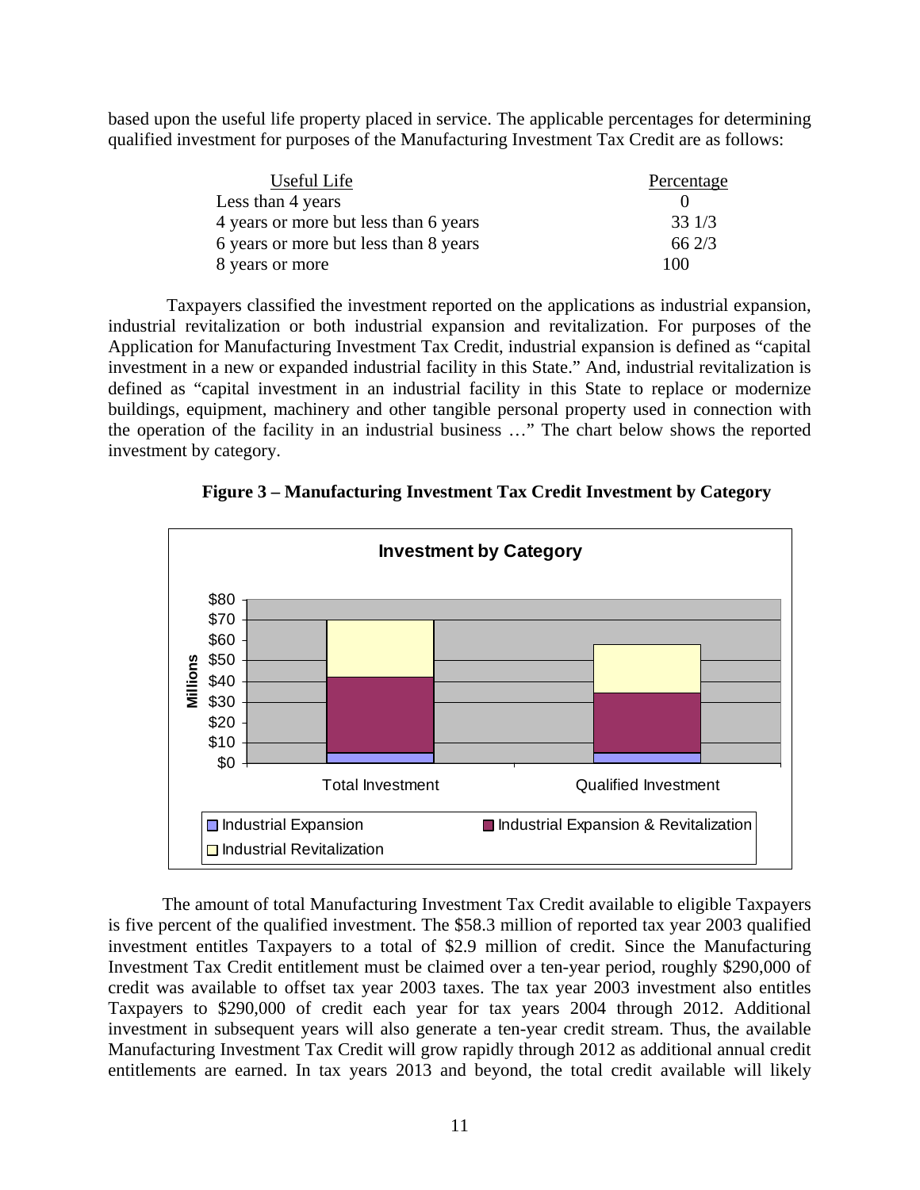based upon the useful life property placed in service. The applicable percentages for determining qualified investment for purposes of the Manufacturing Investment Tax Credit are as follows:

| Useful Life | Percentage |
|---|---|
| Less than 4 years | 0 |
| 4 years or more but less than 6 years | 33 1/3 |
| 6 years or more but less than 8 years | 66 2/3 |
| 8 years or more | 100 |

Taxpayers classified the investment reported on the applications as industrial expansion, industrial revitalization or both industrial expansion and revitalization. For purposes of the Application for Manufacturing Investment Tax Credit, industrial expansion is defined as "capital investment in a new or expanded industrial facility in this State." And, industrial revitalization is defined as "capital investment in an industrial facility in this State to replace or modernize buildings, equipment, machinery and other tangible personal property used in connection with the operation of the facility in an industrial business …" The chart below shows the reported investment by category.

**Figure 3 – Manufacturing Investment Tax Credit Investment by Category**

The amount of total Manufacturing Investment Tax Credit available to eligible Taxpayers is five percent of the qualified investment. The $58.3 million of reported tax year 2003 qualified investment entitles Taxpayers to a total of $2.9 million of credit. Since the Manufacturing Investment Tax Credit entitlement must be claimed over a ten-year period, roughly $290,000 of credit was available to offset tax year 2003 taxes. The tax year 2003 investment also entitles Taxpayers to $290,000 of credit each year for tax years 2004 through 2012. Additional investment in subsequent years will also generate a ten-year credit stream. Thus, the available Manufacturing Investment Tax Credit will grow rapidly through 2012 as additional annual credit entitlements are earned. In tax years 2013 and beyond, the total credit available will likely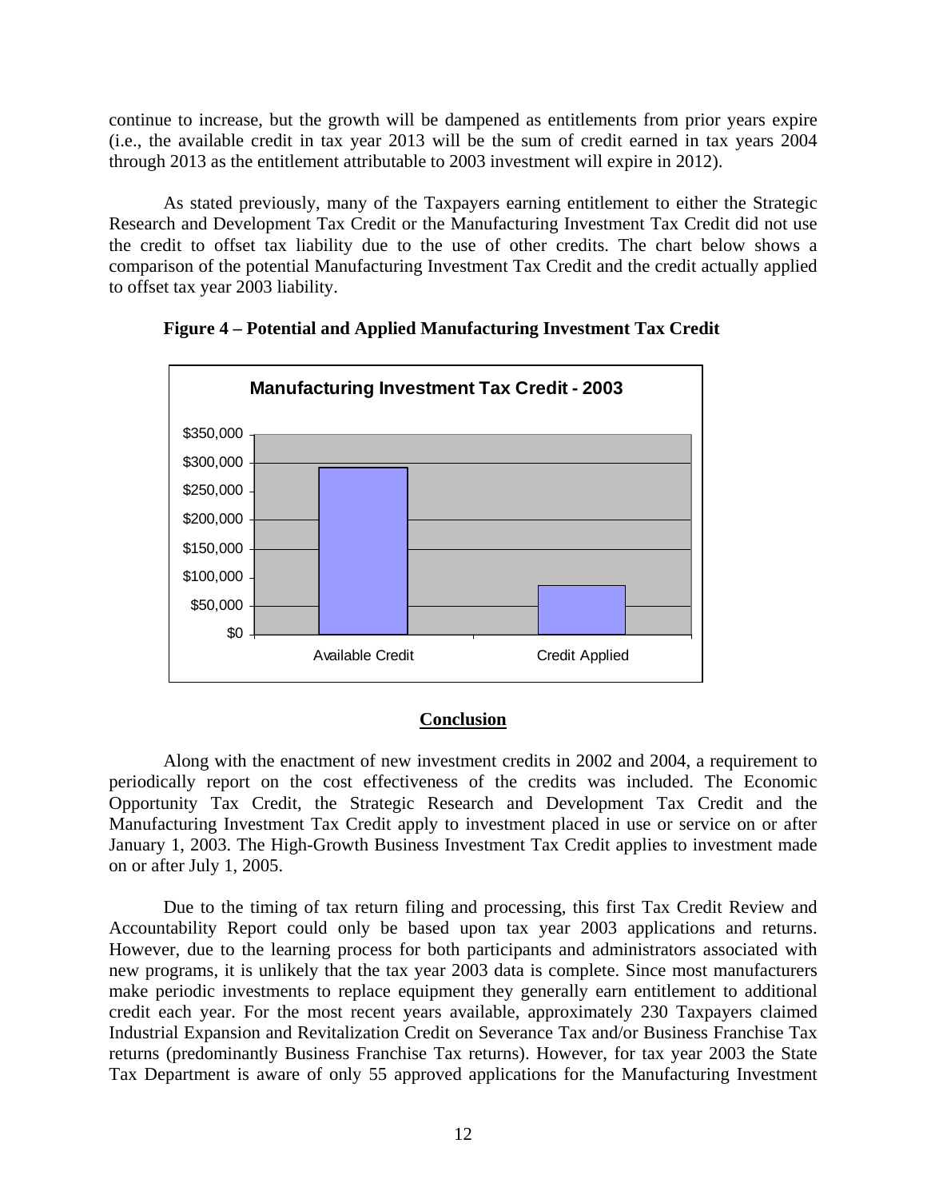continue to increase, but the growth will be dampened as entitlements from prior years expire (i.e., the available credit in tax year 2013 will be the sum of credit earned in tax years 2004 through 2013 as the entitlement attributable to 2003 investment will expire in 2012).

As stated previously, many of the Taxpayers earning entitlement to either the Strategic Research and Development Tax Credit or the Manufacturing Investment Tax Credit did not use the credit to offset tax liability due to the use of other credits. The chart below shows a comparison of the potential Manufacturing Investment Tax Credit and the credit actually applied to offset tax year 2003 liability.

**Figure 4 – Potential and Applied Manufacturing Investment Tax Credit**

**Manufacturing Investment Tax Credit - 2003**

$350,000
$300,000
$250,000
$200,000
$150,000
$100,000
$50,000
$0

Available Credit    Credit Applied

## Conclusion

Along with the enactment of new investment credits in 2002 and 2004, a requirement to periodically report on the cost effectiveness of the credits was included. The Economic Opportunity Tax Credit, the Strategic Research and Development Tax Credit and the Manufacturing Investment Tax Credit apply to investment placed in use or service on or after January 1, 2003. The High-Growth Business Investment Tax Credit applies to investment made on or after July 1, 2005.

Due to the timing of tax return filing and processing, this first Tax Credit Review and Accountability Report could only be based upon tax year 2003 applications and returns. However, due to the learning process for both participants and administrators associated with new programs, it is unlikely that the tax year 2003 data is complete. Since most manufacturers make periodic investments to replace equipment they generally earn entitlement to additional credit each year. For the most recent years available, approximately 230 Taxpayers claimed Industrial Expansion and Revitalization Credit on Severance Tax and/or Business Franchise Tax returns (predominantly Business Franchise Tax returns). However, for tax year 2003 the State Tax Department is aware of only 55 approved applications for the Manufacturing Investment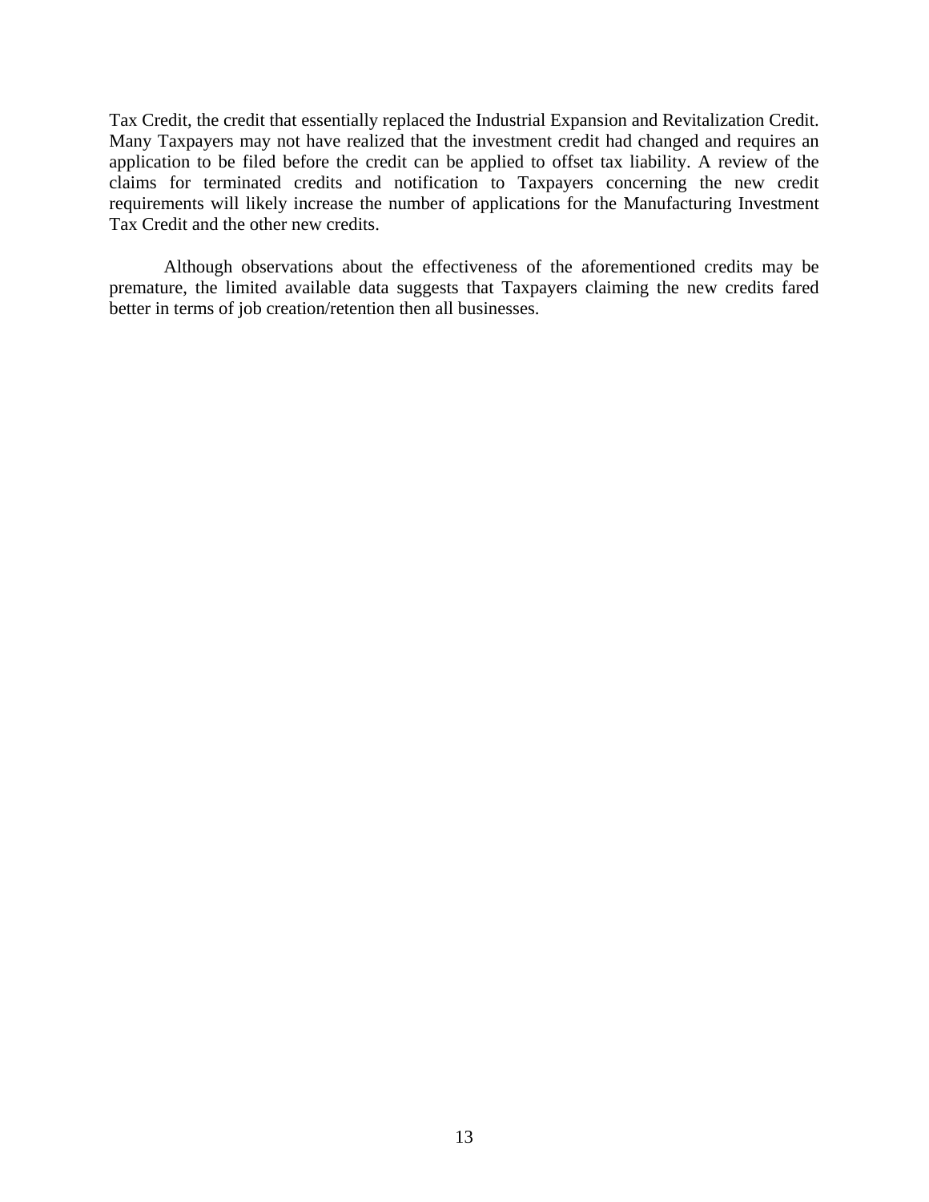Tax Credit, the credit that essentially replaced the Industrial Expansion and Revitalization Credit. Many Taxpayers may not have realized that the investment credit had changed and requires an application to be filed before the credit can be applied to offset tax liability. A review of the claims for terminated credits and notification to Taxpayers concerning the new credit requirements will likely increase the number of applications for the Manufacturing Investment Tax Credit and the other new credits.

Although observations about the effectiveness of the aforementioned credits may be premature, the limited available data suggests that Taxpayers claiming the new credits fared better in terms of job creation/retention then all businesses.